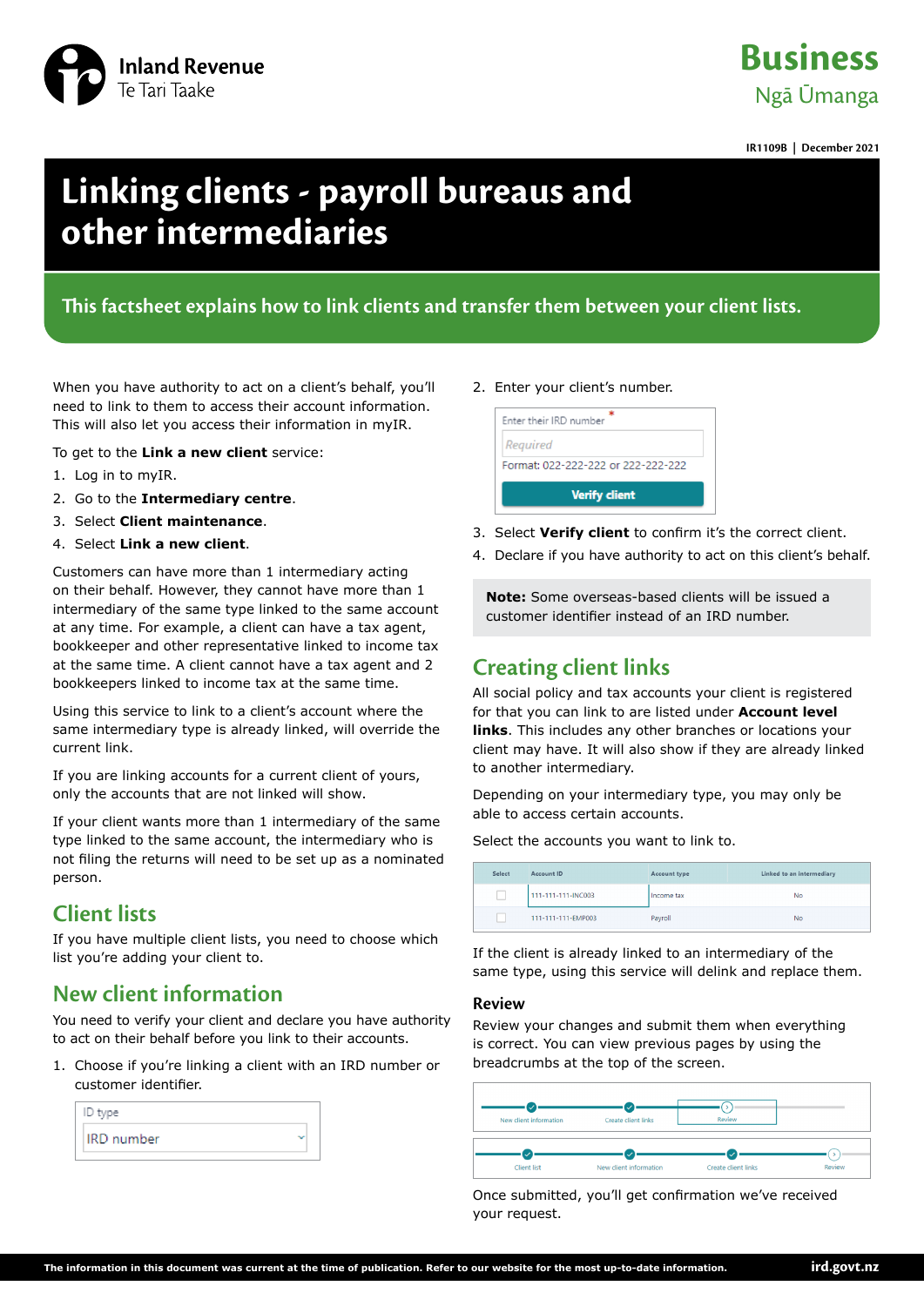Inland Revenue
Te Tari Taake

Business
Ngā Ūmanga

IR1109B | December 2021

# Linking clients - payroll bureaus and other intermediaries

**This factsheet explains how to link clients and transfer them between your client lists.**

When you have authority to act on a client's behalf, you'll need to link to them to access their account information. This will also let you access their information in myIR.

To get to the **Link a new client** service:

1. Log in to myIR.
2. Go to the **Intermediary centre**.
3. Select **Client maintenance**.
4. Select **Link a new client**.

Customers can have more than 1 intermediary acting on their behalf. However, they cannot have more than 1 intermediary of the same type linked to the same account at any time. For example, a client can have a tax agent, bookkeeper and other representative linked to income tax at the same time. A client cannot have a tax agent and 2 bookkeepers linked to income tax at the same time.

Using this service to link to a client's account where the same intermediary type is already linked, will override the current link.

If you are linking accounts for a current client of yours, only the accounts that are not linked will show.

If your client wants more than 1 intermediary of the same type linked to the same account, the intermediary who is not filing the returns will need to be set up as a nominated person.

## Client lists

If you have multiple client lists, you need to choose which list you're adding your client to.

## New client information

You need to verify your client and declare you have authority to act on their behalf before you link to their accounts.

1. Choose if you're linking a client with an IRD number or customer identifier.

   ID type
   IRD number

2. Enter your client's number.

   Enter their IRD number *
   Required
   Format: 022-222-222 or 222-222-222
   Verify client

3. Select **Verify client** to confirm it's the correct client.
4. Declare if you have authority to act on this client's behalf.

**Note:** Some overseas-based clients will be issued a customer identifier instead of an IRD number.

## Creating client links

All social policy and tax accounts your client is registered for that you can link to are listed under **Account level links**. This includes any other branches or locations your client may have. It will also show if they are already linked to another intermediary.

Depending on your intermediary type, you may only be able to access certain accounts.

Select the accounts you want to link to.

| Select | Account ID | Account type | Linked to an intermediary |
|---|---|---|---|
| ☐ | 111-111-111-INC003 | Income tax | No |
| ☐ | 111-111-111-EMP003 | Payroll | No |

If the client is already linked to an intermediary of the same type, using this service will delink and replace them.

### Review

Review your changes and submit them when everything is correct. You can view previous pages by using the breadcrumbs at the top of the screen.

New client information → Create client links → Review

Client list → New client information → Create client links → Review

Once submitted, you'll get confirmation we've received your request.

The information in this document was current at the time of publication. Refer to our website for the most up-to-date information. ird.govt.nz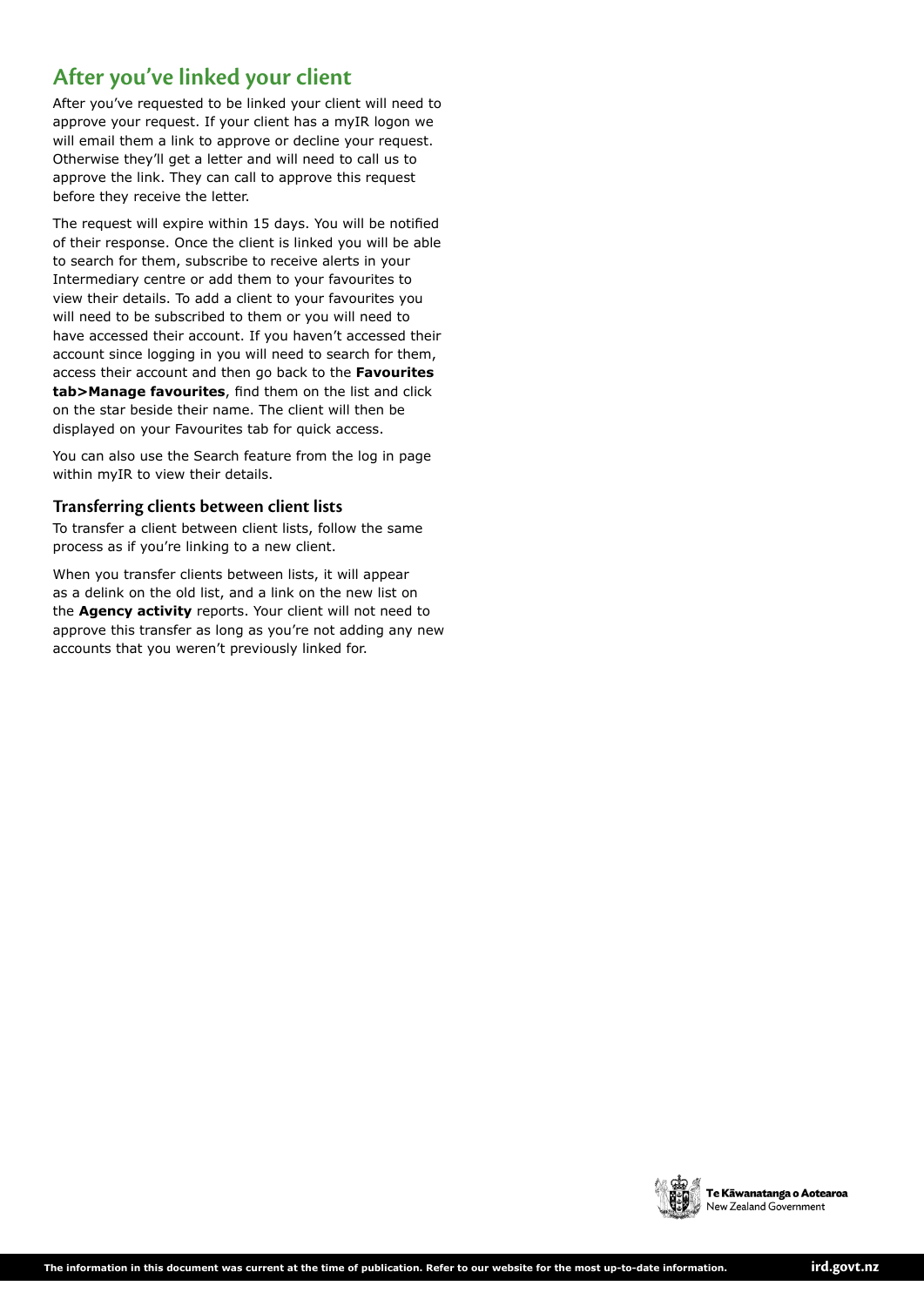## After you've linked your client

After you've requested to be linked your client will need to approve your request. If your client has a myIR logon we will email them a link to approve or decline your request. Otherwise they'll get a letter and will need to call us to approve the link. They can call to approve this request before they receive the letter.

The request will expire within 15 days. You will be notified of their response. Once the client is linked you will be able to search for them, subscribe to receive alerts in your Intermediary centre or add them to your favourites to view their details. To add a client to your favourites you will need to be subscribed to them or you will need to have accessed their account. If you haven't accessed their account since logging in you will need to search for them, access their account and then go back to the **Favourites tab>Manage favourites**, find them on the list and click on the star beside their name. The client will then be displayed on your Favourites tab for quick access.

You can also use the Search feature from the log in page within myIR to view their details.

### Transferring clients between client lists

To transfer a client between client lists, follow the same process as if you're linking to a new client.

When you transfer clients between lists, it will appear as a delink on the old list, and a link on the new list on the **Agency activity** reports. Your client will not need to approve this transfer as long as you're not adding any new accounts that you weren't previously linked for.

Te Kāwanatanga o Aotearoa
New Zealand Government

The information in this document was current at the time of publication. Refer to our website for the most up-to-date information. ird.govt.nz